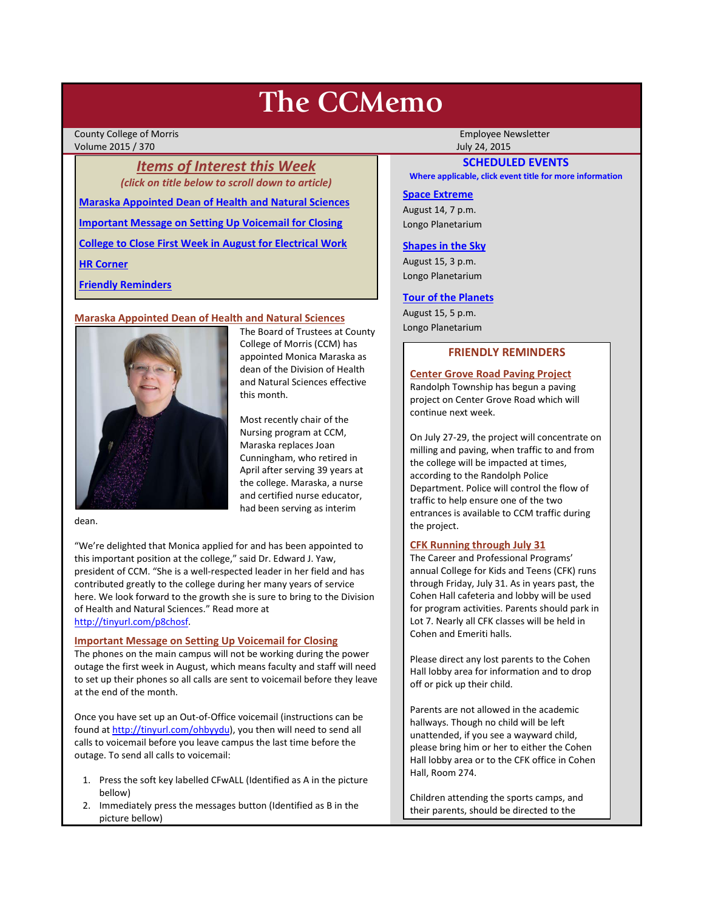# The CCMemo

County College of Morris
Volume 2015 / 370

Employee Newsletter
July 24, 2015

## *Items of Interest this Week*

*(click on title below to scroll down to article)*

**Maraska Appointed Dean of Health and Natural Sciences**

**Important Message on Setting Up Voicemail for Closing**

**College to Close First Week in August for Electrical Work**

**HR Corner**

**Friendly Reminders**

### Maraska Appointed Dean of Health and Natural Sciences

The Board of Trustees at County College of Morris (CCM) has appointed Monica Maraska as dean of the Division of Health and Natural Sciences effective this month.

Most recently chair of the Nursing program at CCM, Maraska replaces Joan Cunningham, who retired in April after serving 39 years at the college. Maraska, a nurse and certified nurse educator, had been serving as interim dean.

"We're delighted that Monica applied for and has been appointed to this important position at the college," said Dr. Edward J. Yaw, president of CCM. "She is a well-respected leader in her field and has contributed greatly to the college during her many years of service here. We look forward to the growth she is sure to bring to the Division of Health and Natural Sciences." Read more at http://tinyurl.com/p8chosf.

### Important Message on Setting Up Voicemail for Closing

The phones on the main campus will not be working during the power outage the first week in August, which means faculty and staff will need to set up their phones so all calls are sent to voicemail before they leave at the end of the month.

Once you have set up an Out-of-Office voicemail (instructions can be found at http://tinyurl.com/ohbyydu), you then will need to send all calls to voicemail before you leave campus the last time before the outage. To send all calls to voicemail:

1. Press the soft key labelled CFwALL (Identified as A in the picture bellow)
2. Immediately press the messages button (Identified as B in the picture bellow)

## SCHEDULED EVENTS

**Where applicable, click event title for more information**

**Space Extreme**
August 14, 7 p.m.
Longo Planetarium

**Shapes in the Sky**
August 15, 3 p.m.
Longo Planetarium

**Tour of the Planets**
August 15, 5 p.m.
Longo Planetarium

## FRIENDLY REMINDERS

### Center Grove Road Paving Project

Randolph Township has begun a paving project on Center Grove Road which will continue next week.

On July 27-29, the project will concentrate on milling and paving, when traffic to and from the college will be impacted at times, according to the Randolph Police Department. Police will control the flow of traffic to help ensure one of the two entrances is available to CCM traffic during the project.

### CFK Running through July 31

The Career and Professional Programs' annual College for Kids and Teens (CFK) runs through Friday, July 31. As in years past, the Cohen Hall cafeteria and lobby will be used for program activities. Parents should park in Lot 7. Nearly all CFK classes will be held in Cohen and Emeriti halls.

Please direct any lost parents to the Cohen Hall lobby area for information and to drop off or pick up their child.

Parents are not allowed in the academic hallways. Though no child will be left unattended, if you see a wayward child, please bring him or her to either the Cohen Hall lobby area or to the CFK office in Cohen Hall, Room 274.

Children attending the sports camps, and their parents, should be directed to the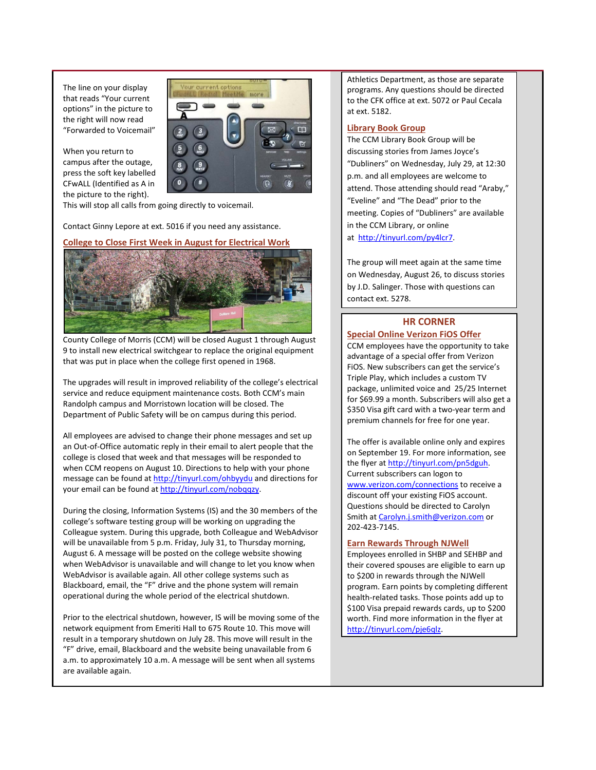The line on your display that reads "Your current options" in the picture to the right will now read "Forwarded to Voicemail"

When you return to campus after the outage, press the soft key labelled CFwALL (Identified as A in the picture to the right). This will stop all calls from going directly to voicemail.

Contact Ginny Lepore at ext. 5016 if you need any assistance.

## College to Close First Week in August for Electrical Work

County College of Morris (CCM) will be closed August 1 through August 9 to install new electrical switchgear to replace the original equipment that was put in place when the college first opened in 1968.

The upgrades will result in improved reliability of the college's electrical service and reduce equipment maintenance costs. Both CCM's main Randolph campus and Morristown location will be closed. The Department of Public Safety will be on campus during this period.

All employees are advised to change their phone messages and set up an Out-of-Office automatic reply in their email to alert people that the college is closed that week and that messages will be responded to when CCM reopens on August 10. Directions to help with your phone message can be found at http://tinyurl.com/ohbyydu and directions for your email can be found at http://tinyurl.com/nobqqzy.

During the closing, Information Systems (IS) and the 30 members of the college's software testing group will be working on upgrading the Colleague system. During this upgrade, both Colleague and WebAdvisor will be unavailable from 5 p.m. Friday, July 31, to Thursday morning, August 6. A message will be posted on the college website showing when WebAdvisor is unavailable and will change to let you know when WebAdvisor is available again. All other college systems such as Blackboard, email, the "F" drive and the phone system will remain operational during the whole period of the electrical shutdown.

Prior to the electrical shutdown, however, IS will be moving some of the network equipment from Emeriti Hall to 675 Route 10. This move will result in a temporary shutdown on July 28. This move will result in the "F" drive, email, Blackboard and the website being unavailable from 6 a.m. to approximately 10 a.m. A message will be sent when all systems are available again.

Athletics Department, as those are separate programs. Any questions should be directed to the CFK office at ext. 5072 or Paul Cecala at ext. 5182.

## Library Book Group

The CCM Library Book Group will be discussing stories from James Joyce's "Dubliners" on Wednesday, July 29, at 12:30 p.m. and all employees are welcome to attend. Those attending should read "Araby," "Eveline" and "The Dead" prior to the meeting. Copies of "Dubliners" are available in the CCM Library, or online at http://tinyurl.com/py4lcr7.

The group will meet again at the same time on Wednesday, August 26, to discuss stories by J.D. Salinger. Those with questions can contact ext. 5278.

# HR CORNER

## Special Online Verizon FiOS Offer

CCM employees have the opportunity to take advantage of a special offer from Verizon FiOS. New subscribers can get the service's Triple Play, which includes a custom TV package, unlimited voice and 25/25 Internet for $69.99 a month. Subscribers will also get a $350 Visa gift card with a two-year term and premium channels for free for one year.

The offer is available online only and expires on September 19. For more information, see the flyer at http://tinyurl.com/pn5dguh. Current subscribers can logon to www.verizon.com/connections to receive a discount off your existing FiOS account. Questions should be directed to Carolyn Smith at Carolyn.j.smith@verizon.com or 202-423-7145.

## Earn Rewards Through NJWell

Employees enrolled in SHBP and SEHBP and their covered spouses are eligible to earn up to $200 in rewards through the NJWell program. Earn points by completing different health-related tasks. Those points add up to $100 Visa prepaid rewards cards, up to $200 worth. Find more information in the flyer at http://tinyurl.com/pje6qlz.